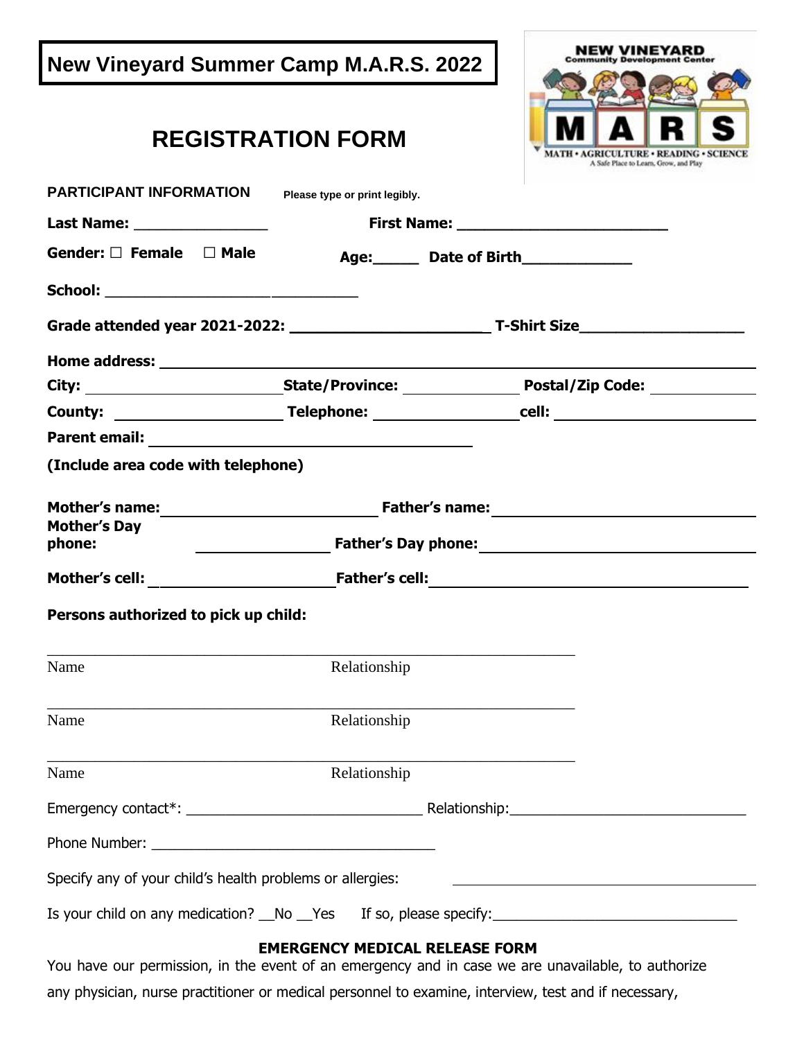# New Vineyard Summer Camp M.A.R.S. 2022

## REGISTRATION FORM

**PARTICIPANT INFORMATION** **Please type or print legibly.**

**Last Name:** _______________ **First Name:** _______________________

**Gender:** ☐ **Female** ☐ **Male** **Age:**_____ **Date of Birth**____________

**School:** ______________________________

**Grade attended year 2021-2022:** ______________________ **T-Shirt Size**__________________

**Home address:** ________________________________________________

**City:** ____________________ **State/Province:** ____________ **Postal/Zip Code:** ___________

**County:** __________________ **Telephone:** ______________ **cell:** ____________________

**Parent email:** ________________________________

**(Include area code with telephone)**

**Mother's name:** ______________________ **Father's name:** __________________________

**Mother's Day phone:** ______________ **Father's Day phone:** __________________________

**Mother's cell:** ____________________ **Father's cell:** ________________________________

**Persons authorized to pick up child:**

_____________________________________________________________
Name Relationship

_____________________________________________________________
Name Relationship

_____________________________________________________________
Name Relationship

Emergency contact*: ____________________________ Relationship:____________________________

Phone Number: __________________________________

Specify any of your child's health problems or allergies: ________________________________

Is your child on any medication? __No __Yes If so, please specify:_____________________________

**EMERGENCY MEDICAL RELEASE FORM**

You have our permission, in the event of an emergency and in case we are unavailable, to authorize any physician, nurse practitioner or medical personnel to examine, interview, test and if necessary,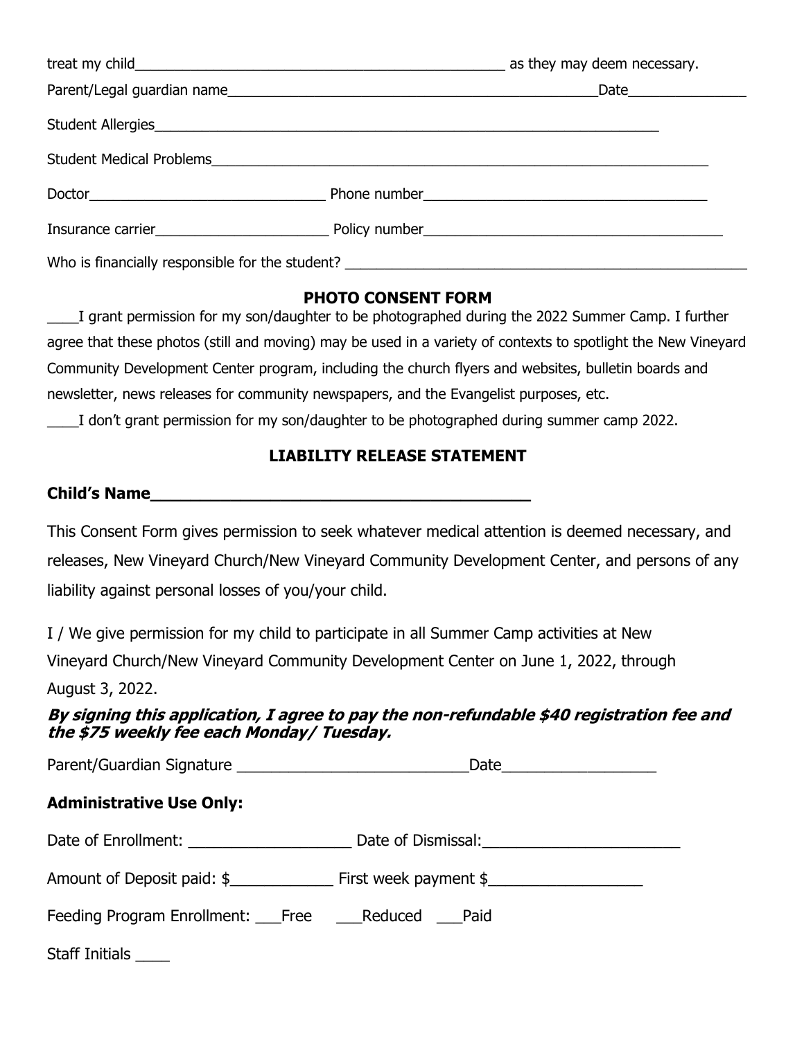treat my child__________________________________________________ as they may deem necessary.

Parent/Legal guardian name_________________________________________________Date_______________

Student Allergies_______________________________________________________________

Student Medical Problems_______________________________________________________________

Doctor_______________________________ Phone number_____________________________________

Insurance carrier______________________ Policy number_______________________________________

Who is financially responsible for the student? __________________________________________________

## PHOTO CONSENT FORM

____I grant permission for my son/daughter to be photographed during the 2022 Summer Camp. I further agree that these photos (still and moving) may be used in a variety of contexts to spotlight the New Vineyard Community Development Center program, including the church flyers and websites, bulletin boards and newsletter, news releases for community newspapers, and the Evangelist purposes, etc.

____I don't grant permission for my son/daughter to be photographed during summer camp 2022.

## LIABILITY RELEASE STATEMENT

**Child's Name________________________________________**

This Consent Form gives permission to seek whatever medical attention is deemed necessary, and releases, New Vineyard Church/New Vineyard Community Development Center, and persons of any liability against personal losses of you/your child.

I / We give permission for my child to participate in all Summer Camp activities at New Vineyard Church/New Vineyard Community Development Center on June 1, 2022, through August 3, 2022.

***By signing this application, I agree to pay the non-refundable $40 registration fee and the $75 weekly fee each Monday/ Tuesday.***

Parent/Guardian Signature ___________________________Date__________________

**Administrative Use Only:**

Date of Enrollment: ___________________ Date of Dismissal:_______________________

Amount of Deposit paid: $____________ First week payment $__________________

Feeding Program Enrollment: ___Free ___Reduced ___Paid

Staff Initials ____